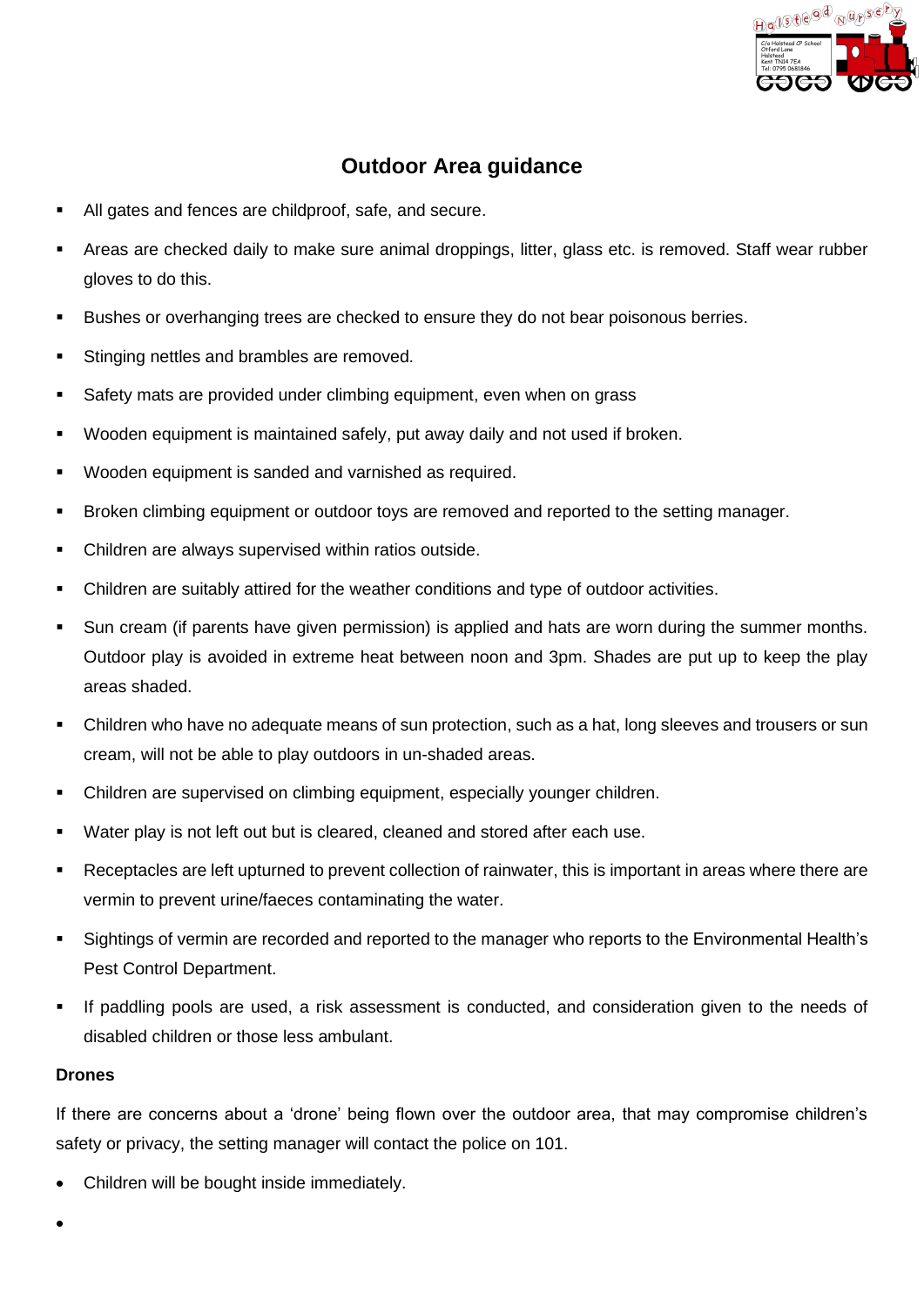# Outdoor Area guidance

- All gates and fences are childproof, safe, and secure.
- Areas are checked daily to make sure animal droppings, litter, glass etc. is removed. Staff wear rubber gloves to do this.
- Bushes or overhanging trees are checked to ensure they do not bear poisonous berries.
- Stinging nettles and brambles are removed.
- Safety mats are provided under climbing equipment, even when on grass
- Wooden equipment is maintained safely, put away daily and not used if broken.
- Wooden equipment is sanded and varnished as required.
- Broken climbing equipment or outdoor toys are removed and reported to the setting manager.
- Children are always supervised within ratios outside.
- Children are suitably attired for the weather conditions and type of outdoor activities.
- Sun cream (if parents have given permission) is applied and hats are worn during the summer months. Outdoor play is avoided in extreme heat between noon and 3pm. Shades are put up to keep the play areas shaded.
- Children who have no adequate means of sun protection, such as a hat, long sleeves and trousers or sun cream, will not be able to play outdoors in un-shaded areas.
- Children are supervised on climbing equipment, especially younger children.
- Water play is not left out but is cleared, cleaned and stored after each use.
- Receptacles are left upturned to prevent collection of rainwater, this is important in areas where there are vermin to prevent urine/faeces contaminating the water.
- Sightings of vermin are recorded and reported to the manager who reports to the Environmental Health's Pest Control Department.
- If paddling pools are used, a risk assessment is conducted, and consideration given to the needs of disabled children or those less ambulant.

**Drones**

If there are concerns about a 'drone' being flown over the outdoor area, that may compromise children's safety or privacy, the setting manager will contact the police on 101.

- Children will be bought inside immediately.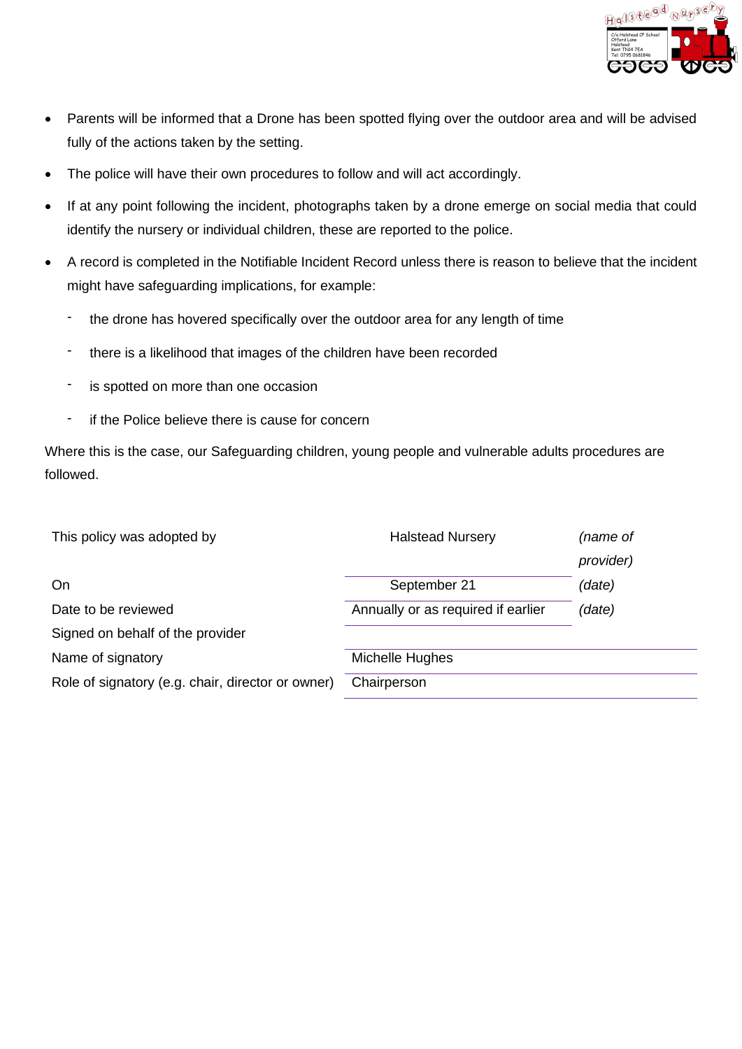- Parents will be informed that a Drone has been spotted flying over the outdoor area and will be advised fully of the actions taken by the setting.
- The police will have their own procedures to follow and will act accordingly.
- If at any point following the incident, photographs taken by a drone emerge on social media that could identify the nursery or individual children, these are reported to the police.
- A record is completed in the Notifiable Incident Record unless there is reason to believe that the incident might have safeguarding implications, for example:
  - the drone has hovered specifically over the outdoor area for any length of time
  - there is a likelihood that images of the children have been recorded
  - is spotted on more than one occasion
  - if the Police believe there is cause for concern

Where this is the case, our Safeguarding children, young people and vulnerable adults procedures are followed.

| | | |
|---|---|---|
| This policy was adopted by | Halstead Nursery | *(name of provider)* |
| On | September 21 | *(date)* |
| Date to be reviewed | Annually or as required if earlier | *(date)* |
| Signed on behalf of the provider | | |
| Name of signatory | Michelle Hughes | |
| Role of signatory (e.g. chair, director or owner) | Chairperson | |